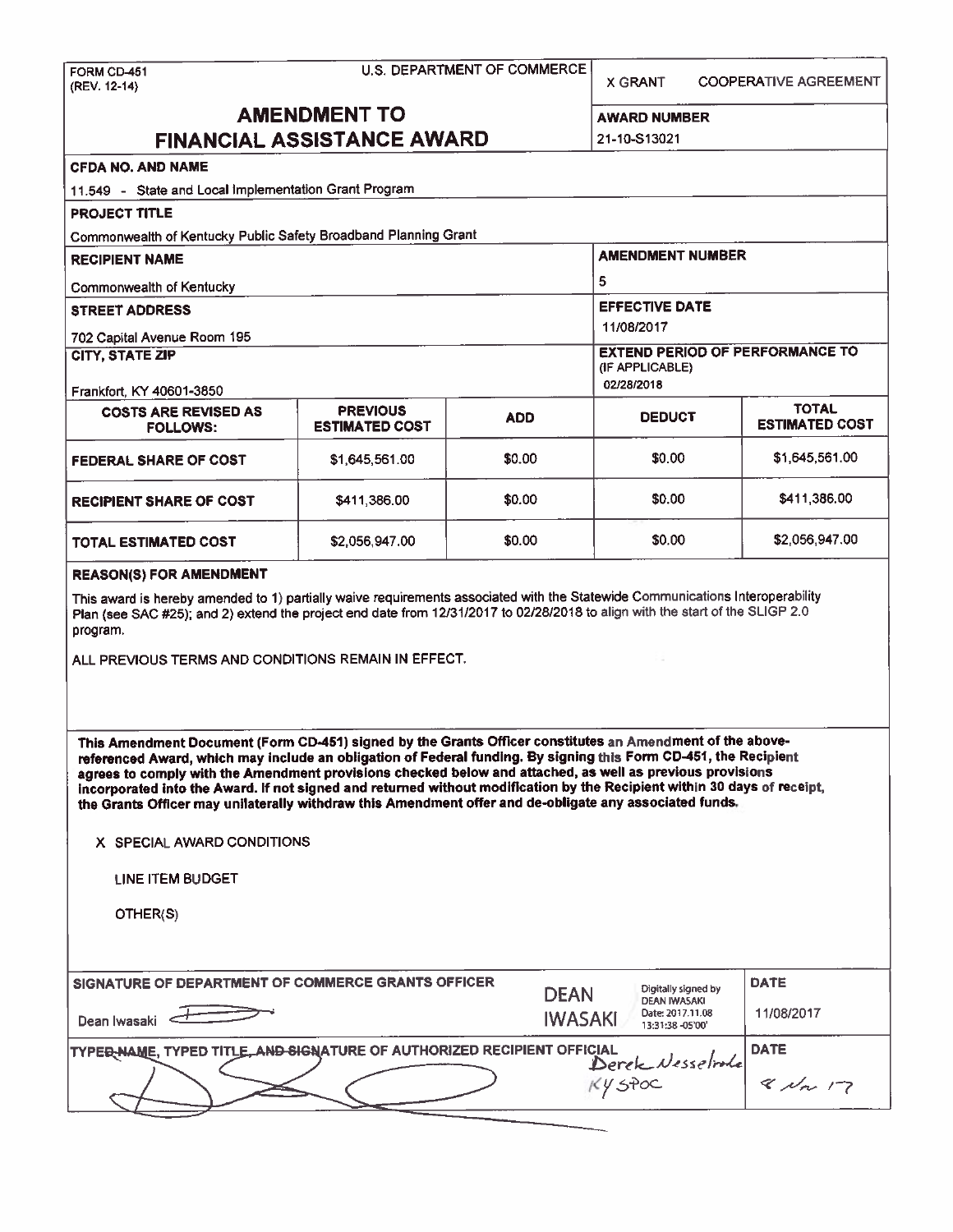FORM CD-451
(REV. 12-14)

U.S. DEPARTMENT OF COMMERCE

X GRANT    COOPERATIVE AGREEMENT

# AMENDMENT TO FINANCIAL ASSISTANCE AWARD

**AWARD NUMBER**
21-10-S13021

**CFDA NO. AND NAME**
11.549 - State and Local Implementation Grant Program

**PROJECT TITLE**
Commonwealth of Kentucky Public Safety Broadband Planning Grant

**RECIPIENT NAME**
Commonwealth of Kentucky

**AMENDMENT NUMBER**
5

**STREET ADDRESS**
702 Capital Avenue Room 195

**EFFECTIVE DATE**
11/08/2017

**CITY, STATE ZIP**
Frankfort, KY 40601-3850

**EXTEND PERIOD OF PERFORMANCE TO (IF APPLICABLE)**
02/28/2018

| COSTS ARE REVISED AS FOLLOWS: | PREVIOUS ESTIMATED COST | ADD | DEDUCT | TOTAL ESTIMATED COST |
|---|---|---|---|---|
| FEDERAL SHARE OF COST | $1,645,561.00 | $0.00 | $0.00 | $1,645,561.00 |
| RECIPIENT SHARE OF COST | $411,386.00 | $0.00 | $0.00 | $411,386.00 |
| TOTAL ESTIMATED COST | $2,056,947.00 | $0.00 | $0.00 | $2,056,947.00 |

**REASON(S) FOR AMENDMENT**

This award is hereby amended to 1) partially waive requirements associated with the Statewide Communications Interoperability Plan (see SAC #25); and 2) extend the project end date from 12/31/2017 to 02/28/2018 to align with the start of the SLIGP 2.0 program.

ALL PREVIOUS TERMS AND CONDITIONS REMAIN IN EFFECT.

**This Amendment Document (Form CD-451) signed by the Grants Officer constitutes an Amendment of the above-referenced Award, which may include an obligation of Federal funding. By signing this Form CD-451, the Recipient agrees to comply with the Amendment provisions checked below and attached, as well as previous provisions incorporated into the Award. If not signed and returned without modification by the Recipient within 30 days of receipt, the Grants Officer may unilaterally withdraw this Amendment offer and de-obligate any associated funds.**

X SPECIAL AWARD CONDITIONS

LINE ITEM BUDGET

OTHER(S)

**SIGNATURE OF DEPARTMENT OF COMMERCE GRANTS OFFICER**
Dean Iwasaki

DEAN IWASAKI — Digitally signed by DEAN IWASAKI Date: 2017.11.08 13:31:38 -05'00'

**DATE**
11/08/2017

**TYPED NAME, TYPED TITLE, AND SIGNATURE OF AUTHORIZED RECIPIENT OFFICIAL**
Derek Nesselrode
KY SPOC

**DATE**
8 Nov 17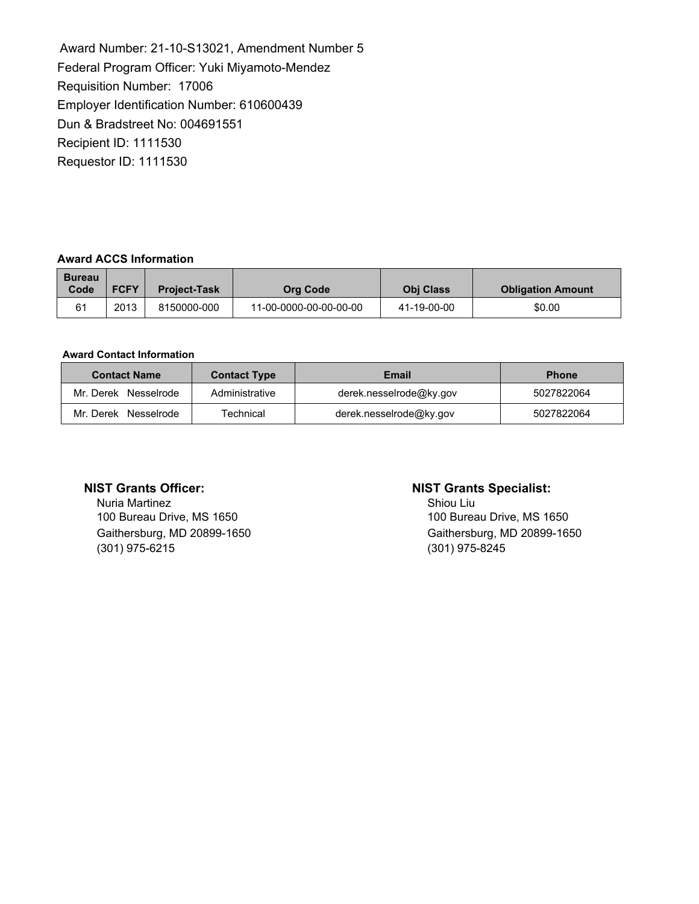Award Number: 21-10-S13021, Amendment Number 5
Federal Program Officer: Yuki Miyamoto-Mendez
Requisition Number: 17006
Employer Identification Number: 610600439
Dun & Bradstreet No: 004691551
Recipient ID: 1111530
Requestor ID: 1111530

**Award ACCS Information**

| Bureau Code | FCFY | Project-Task | Org Code | Obj Class | Obligation Amount |
|---|---|---|---|---|---|
| 61 | 2013 | 8150000-000 | 11-00-0000-00-00-00-00 | 41-19-00-00 | $0.00 |

**Award Contact Information**

| Contact Name | Contact Type | Email | Phone |
|---|---|---|---|
| Mr. Derek Nesselrode | Administrative | derek.nesselrode@ky.gov | 5027822064 |
| Mr. Derek Nesselrode | Technical | derek.nesselrode@ky.gov | 5027822064 |

**NIST Grants Officer:**
Nuria Martinez
100 Bureau Drive, MS 1650
Gaithersburg, MD 20899-1650
(301) 975-6215

**NIST Grants Specialist:**
Shiou Liu
100 Bureau Drive, MS 1650
Gaithersburg, MD 20899-1650
(301) 975-8245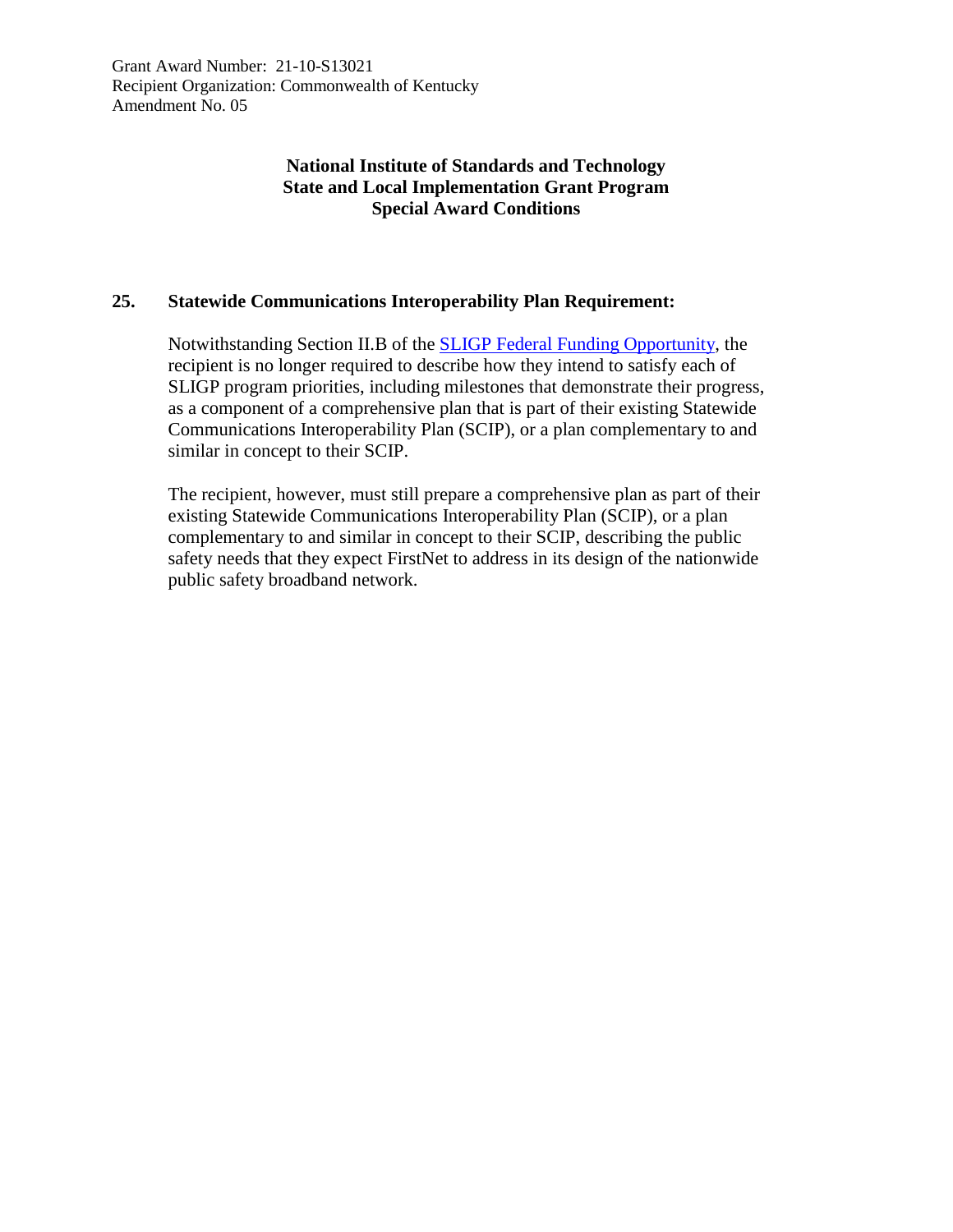Grant Award Number: 21-10-S13021
Recipient Organization: Commonwealth of Kentucky
Amendment No. 05

**National Institute of Standards and Technology**
**State and Local Implementation Grant Program**
**Special Award Conditions**

**25. Statewide Communications Interoperability Plan Requirement:**

Notwithstanding Section II.B of the SLIGP Federal Funding Opportunity, the recipient is no longer required to describe how they intend to satisfy each of SLIGP program priorities, including milestones that demonstrate their progress, as a component of a comprehensive plan that is part of their existing Statewide Communications Interoperability Plan (SCIP), or a plan complementary to and similar in concept to their SCIP.

The recipient, however, must still prepare a comprehensive plan as part of their existing Statewide Communications Interoperability Plan (SCIP), or a plan complementary to and similar in concept to their SCIP, describing the public safety needs that they expect FirstNet to address in its design of the nationwide public safety broadband network.